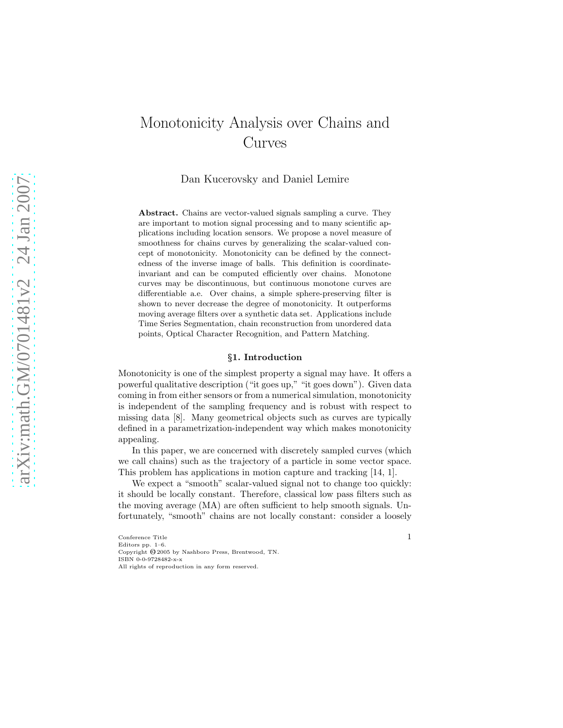# Monotonicity Analysis over Chains and Curves

Dan Kucerovsky and Daniel Lemire

**Abstract.** Chains are vector-valued signals sampling a curve. They are important to motion signal processing and to many scientific applications including location sensors. We propose a novel measure of smoothness for chains curves by generalizing the scalar-valued concept of monotonicity. Monotonicity can be defined by the connectedness of the inverse image of balls. This definition is coordinate-invariant and can be computed efficiently over chains. Monotone curves may be discontinuous, but continuous monotone curves are differentiable a.e. Over chains, a simple sphere-preserving filter is shown to never decrease the degree of monotonicity. It outperforms moving average filters over a synthetic data set. Applications include Time Series Segmentation, chain reconstruction from unordered data points, Optical Character Recognition, and Pattern Matching.

## §1. Introduction

Monotonicity is one of the simplest property a signal may have. It offers a powerful qualitative description ("it goes up," "it goes down"). Given data coming in from either sensors or from a numerical simulation, monotonicity is independent of the sampling frequency and is robust with respect to missing data [8]. Many geometrical objects such as curves are typically defined in a parametrization-independent way which makes monotonicity appealing.

In this paper, we are concerned with discretely sampled curves (which we call chains) such as the trajectory of a particle in some vector space. This problem has applications in motion capture and tracking [14, 1].

We expect a "smooth" scalar-valued signal not to change too quickly: it should be locally constant. Therefore, classical low pass filters such as the moving average (MA) are often sufficient to help smooth signals. Unfortunately, "smooth" chains are not locally constant: consider a loosely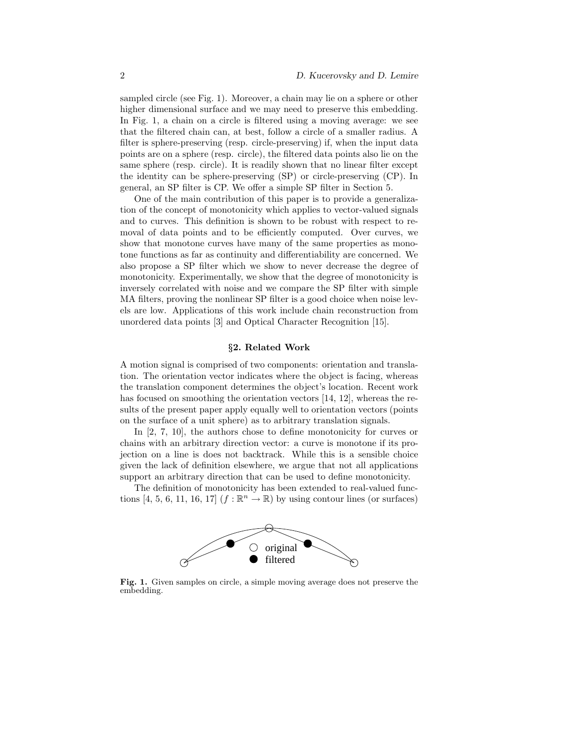sampled circle (see Fig. 1). Moreover, a chain may lie on a sphere or other higher dimensional surface and we may need to preserve this embedding. In Fig. 1, a chain on a circle is filtered using a moving average: we see that the filtered chain can, at best, follow a circle of a smaller radius. A filter is sphere-preserving (resp. circle-preserving) if, when the input data points are on a sphere (resp. circle), the filtered data points also lie on the same sphere (resp. circle). It is readily shown that no linear filter except the identity can be sphere-preserving (SP) or circle-preserving (CP). In general, an SP filter is CP. We offer a simple SP filter in Section 5.

One of the main contribution of this paper is to provide a generalization of the concept of monotonicity which applies to vector-valued signals and to curves. This definition is shown to be robust with respect to removal of data points and to be efficiently computed. Over curves, we show that monotone curves have many of the same properties as monotone functions as far as continuity and differentiability are concerned. We also propose a SP filter which we show to never decrease the degree of monotonicity. Experimentally, we show that the degree of monotonicity is inversely correlated with noise and we compare the SP filter with simple MA filters, proving the nonlinear SP filter is a good choice when noise levels are low. Applications of this work include chain reconstruction from unordered data points [3] and Optical Character Recognition [15].

## §2. Related Work

A motion signal is comprised of two components: orientation and translation. The orientation vector indicates where the object is facing, whereas the translation component determines the object's location. Recent work has focused on smoothing the orientation vectors [14, 12], whereas the results of the present paper apply equally well to orientation vectors (points on the surface of a unit sphere) as to arbitrary translation signals.

In [2, 7, 10], the authors chose to define monotonicity for curves or chains with an arbitrary direction vector: a curve is monotone if its projection on a line is does not backtrack. While this is a sensible choice given the lack of definition elsewhere, we argue that not all applications support an arbitrary direction that can be used to define monotonicity.

The definition of monotonicity has been extended to real-valued functions [4, 5, 6, 11, 16, 17] ($f : \mathbb{R}^n \to \mathbb{R}$) by using contour lines (or surfaces)

**Fig. 1.** Given samples on circle, a simple moving average does not preserve the embedding.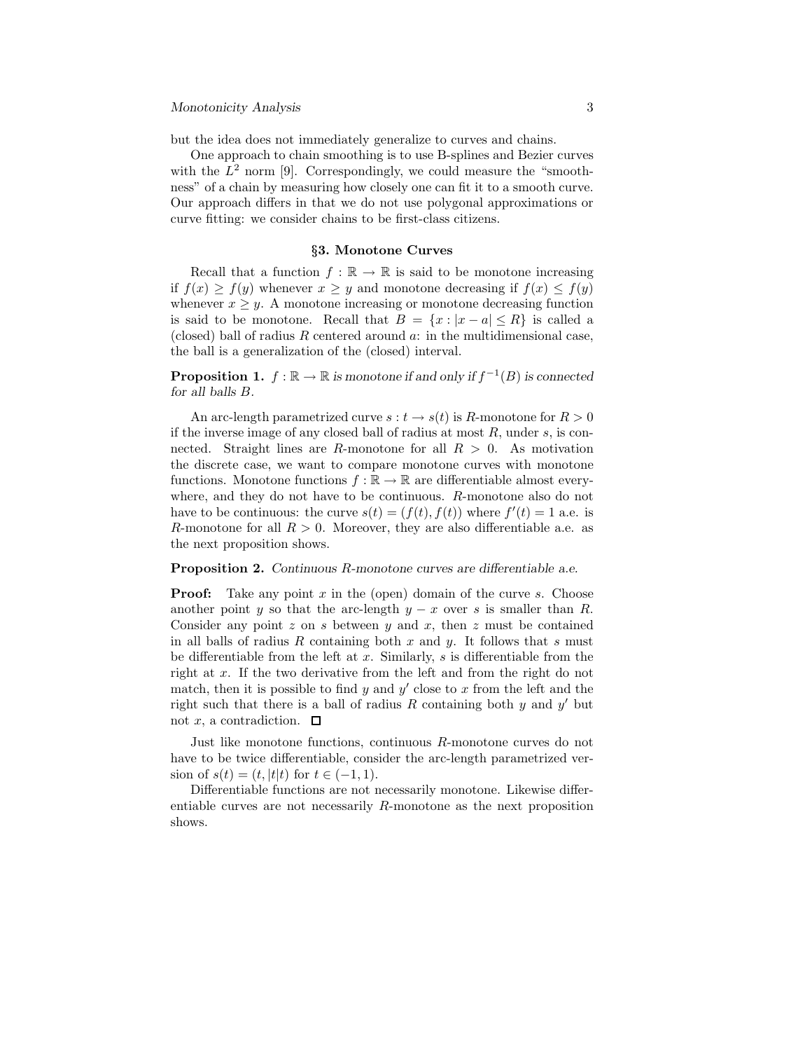but the idea does not immediately generalize to curves and chains.

One approach to chain smoothing is to use B-splines and Bezier curves with the $L^2$ norm [9]. Correspondingly, we could measure the "smoothness" of a chain by measuring how closely one can fit it to a smooth curve. Our approach differs in that we do not use polygonal approximations or curve fitting: we consider chains to be first-class citizens.

### §3. Monotone Curves

Recall that a function $f : \mathbb{R} \to \mathbb{R}$ is said to be monotone increasing if $f(x) \geq f(y)$ whenever $x \geq y$ and monotone decreasing if $f(x) \leq f(y)$ whenever $x \geq y$. A monotone increasing or monotone decreasing function is said to be monotone. Recall that $B = \{x : |x - a| \leq R\}$ is called a (closed) ball of radius $R$ centered around $a$: in the multidimensional case, the ball is a generalization of the (closed) interval.

**Proposition 1.** *$f : \mathbb{R} \to \mathbb{R}$ is monotone if and only if $f^{-1}(B)$ is connected for all balls $B$.*

An arc-length parametrized curve $s : t \to s(t)$ is $R$-monotone for $R > 0$ if the inverse image of any closed ball of radius at most $R$, under $s$, is connected. Straight lines are $R$-monotone for all $R > 0$. As motivation the discrete case, we want to compare monotone curves with monotone functions. Monotone functions $f : \mathbb{R} \to \mathbb{R}$ are differentiable almost everywhere, and they do not have to be continuous. $R$-monotone also do not have to be continuous: the curve $s(t) = (f(t), f(t))$ where $f'(t) = 1$ a.e. is $R$-monotone for all $R > 0$. Moreover, they are also differentiable a.e. as the next proposition shows.

**Proposition 2.** *Continuous $R$-monotone curves are differentiable a.e.*

**Proof:** Take any point $x$ in the (open) domain of the curve $s$. Choose another point $y$ so that the arc-length $y - x$ over $s$ is smaller than $R$. Consider any point $z$ on $s$ between $y$ and $x$, then $z$ must be contained in all balls of radius $R$ containing both $x$ and $y$. It follows that $s$ must be differentiable from the left at $x$. Similarly, $s$ is differentiable from the right at $x$. If the two derivative from the left and from the right do not match, then it is possible to find $y$ and $y'$ close to $x$ from the left and the right such that there is a ball of radius $R$ containing both $y$ and $y'$ but not $x$, a contradiction. □

Just like monotone functions, continuous $R$-monotone curves do not have to be twice differentiable, consider the arc-length parametrized version of $s(t) = (t, |t|t)$ for $t \in (-1, 1)$.

Differentiable functions are not necessarily monotone. Likewise differentiable curves are not necessarily $R$-monotone as the next proposition shows.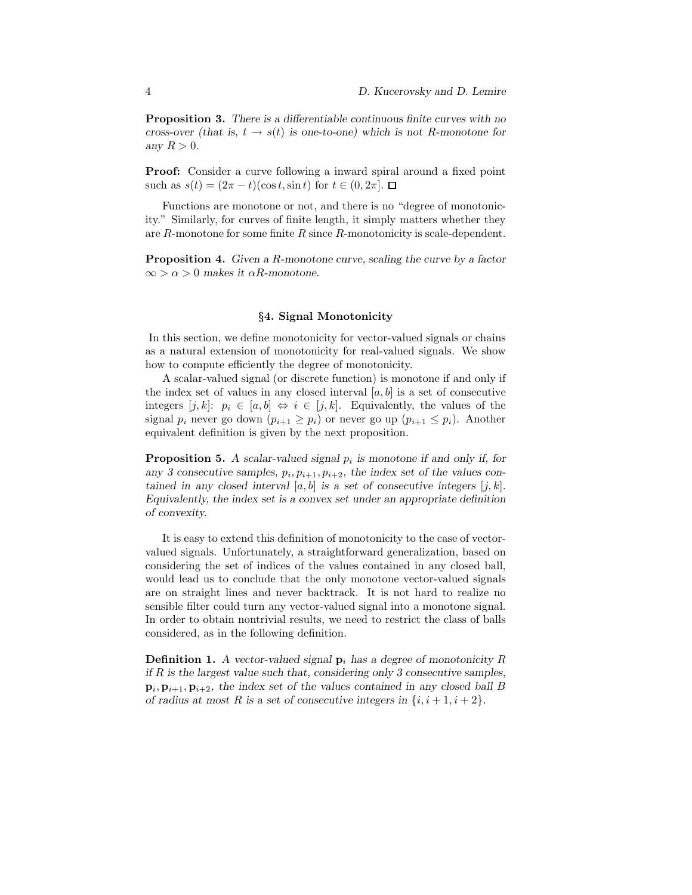**Proposition 3.** *There is a differentiable continuous finite curves with no cross-over (that is, $t \to s(t)$ is one-to-one) which is not $R$-monotone for any $R > 0$.*

**Proof:** Consider a curve following a inward spiral around a fixed point such as $s(t) = (2\pi - t)(\cos t, \sin t)$ for $t \in (0, 2\pi]$. $\square$

Functions are monotone or not, and there is no "degree of monotonicity." Similarly, for curves of finite length, it simply matters whether they are $R$-monotone for some finite $R$ since $R$-monotonicity is scale-dependent.

**Proposition 4.** *Given a $R$-monotone curve, scaling the curve by a factor $\infty > \alpha > 0$ makes it $\alpha R$-monotone.*

## §4. Signal Monotonicity

In this section, we define monotonicity for vector-valued signals or chains as a natural extension of monotonicity for real-valued signals. We show how to compute efficiently the degree of monotonicity.

A scalar-valued signal (or discrete function) is monotone if and only if the index set of values in any closed interval $[a, b]$ is a set of consecutive integers $[j, k]$: $p_i \in [a, b] \Leftrightarrow i \in [j, k]$. Equivalently, the values of the signal $p_i$ never go down ($p_{i+1} \geq p_i$) or never go up ($p_{i+1} \leq p_i$). Another equivalent definition is given by the next proposition.

**Proposition 5.** *A scalar-valued signal $p_i$ is monotone if and only if, for any 3 consecutive samples, $p_i, p_{i+1}, p_{i+2}$, the index set of the values contained in any closed interval $[a, b]$ is a set of consecutive integers $[j, k]$. Equivalently, the index set is a convex set under an appropriate definition of convexity.*

It is easy to extend this definition of monotonicity to the case of vector-valued signals. Unfortunately, a straightforward generalization, based on considering the set of indices of the values contained in any closed ball, would lead us to conclude that the only monotone vector-valued signals are on straight lines and never backtrack. It is not hard to realize no sensible filter could turn any vector-valued signal into a monotone signal. In order to obtain nontrivial results, we need to restrict the class of balls considered, as in the following definition.

**Definition 1.** *A vector-valued signal $\mathbf{p}_i$ has a degree of monotonicity $R$ if $R$ is the largest value such that, considering only 3 consecutive samples, $\mathbf{p}_i, \mathbf{p}_{i+1}, \mathbf{p}_{i+2}$, the index set of the values contained in any closed ball $B$ of radius at most $R$ is a set of consecutive integers in $\{i, i+1, i+2\}$.*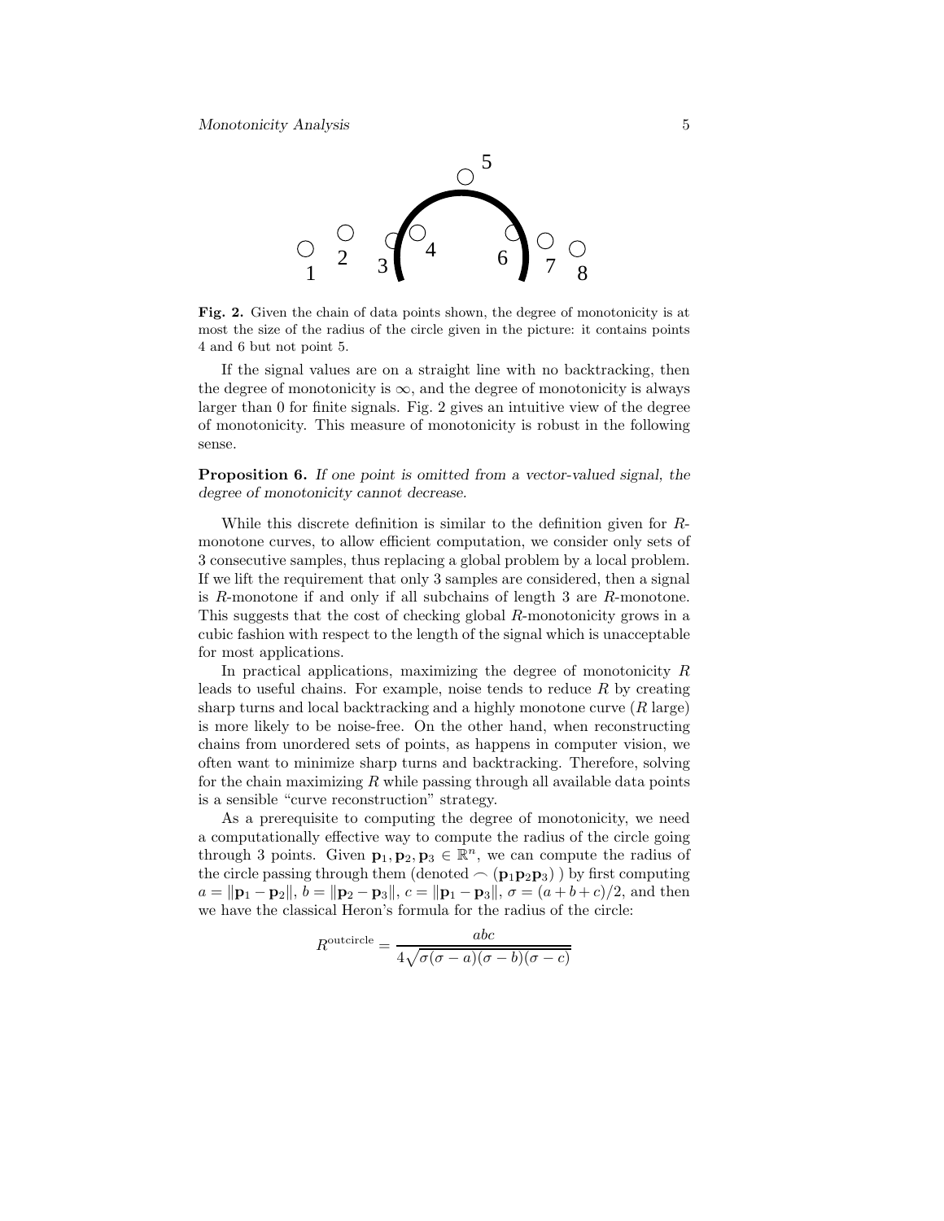**Fig. 2.** Given the chain of data points shown, the degree of monotonicity is at most the size of the radius of the circle given in the picture: it contains points 4 and 6 but not point 5.

If the signal values are on a straight line with no backtracking, then the degree of monotonicity is $\infty$, and the degree of monotonicity is always larger than 0 for finite signals. Fig. 2 gives an intuitive view of the degree of monotonicity. This measure of monotonicity is robust in the following sense.

**Proposition 6.** *If one point is omitted from a vector-valued signal, the degree of monotonicity cannot decrease.*

While this discrete definition is similar to the definition given for $R$-monotone curves, to allow efficient computation, we consider only sets of 3 consecutive samples, thus replacing a global problem by a local problem. If we lift the requirement that only 3 samples are considered, then a signal is $R$-monotone if and only if all subchains of length 3 are $R$-monotone. This suggests that the cost of checking global $R$-monotonicity grows in a cubic fashion with respect to the length of the signal which is unacceptable for most applications.

In practical applications, maximizing the degree of monotonicity $R$ leads to useful chains. For example, noise tends to reduce $R$ by creating sharp turns and local backtracking and a highly monotone curve ($R$ large) is more likely to be noise-free. On the other hand, when reconstructing chains from unordered sets of points, as happens in computer vision, we often want to minimize sharp turns and backtracking. Therefore, solving for the chain maximizing $R$ while passing through all available data points is a sensible "curve reconstruction" strategy.

As a prerequisite to computing the degree of monotonicity, we need a computationally effective way to compute the radius of the circle going through 3 points. Given $\mathbf{p}_1, \mathbf{p}_2, \mathbf{p}_3 \in \mathbb{R}^n$, we can compute the radius of the circle passing through them (denoted $\frown (\mathbf{p}_1\mathbf{p}_2\mathbf{p}_3)$ ) by first computing $a = \|\mathbf{p}_1 - \mathbf{p}_2\|$, $b = \|\mathbf{p}_2 - \mathbf{p}_3\|$, $c = \|\mathbf{p}_1 - \mathbf{p}_3\|$, $\sigma = (a + b + c)/2$, and then we have the classical Heron's formula for the radius of the circle:

$$R^{\text{outcircle}} = \frac{abc}{4\sqrt{\sigma(\sigma - a)(\sigma - b)(\sigma - c)}}$$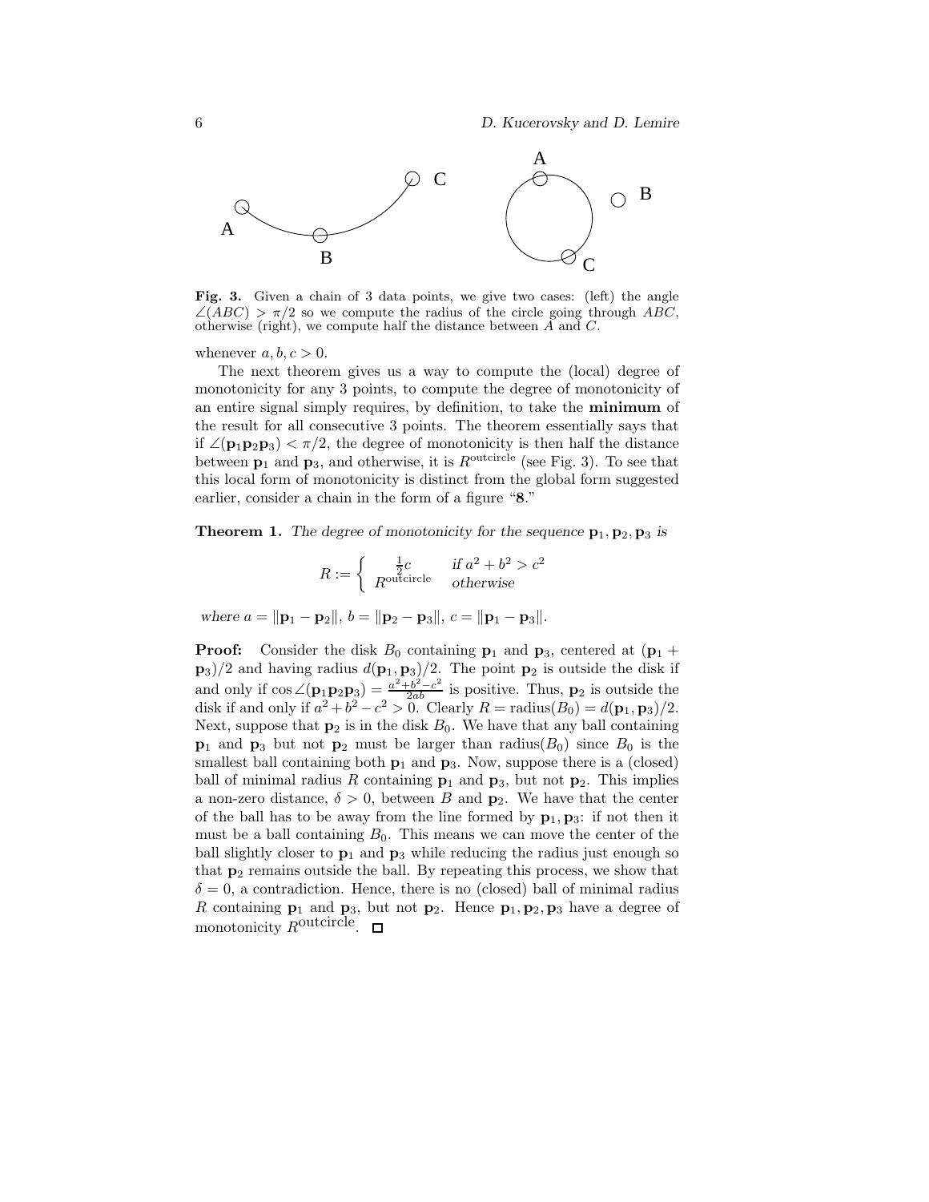**Fig. 3.** Given a chain of 3 data points, we give two cases: (left) the angle $\angle(ABC) > \pi/2$ so we compute the radius of the circle going through $ABC$, otherwise (right), we compute half the distance between $A$ and $C$.

whenever $a, b, c > 0$.

The next theorem gives us a way to compute the (local) degree of monotonicity for any 3 points, to compute the degree of monotonicity of an entire signal simply requires, by definition, to take the **minimum** of the result for all consecutive 3 points. The theorem essentially says that if $\angle(\mathbf{p}_1\mathbf{p}_2\mathbf{p}_3) < \pi/2$, the degree of monotonicity is then half the distance between $\mathbf{p}_1$ and $\mathbf{p}_3$, and otherwise, it is $R^{\text{outcircle}}$ (see Fig. 3). To see that this local form of monotonicity is distinct from the global form suggested earlier, consider a chain in the form of a figure "**8**."

**Theorem 1.** *The degree of monotonicity for the sequence $\mathbf{p}_1, \mathbf{p}_2, \mathbf{p}_3$ is*

$$R := \begin{cases} \frac{1}{2}c & \text{if } a^2 + b^2 > c^2 \\ R^{\text{outcircle}} & \text{otherwise} \end{cases}$$

*where* $a = \|\mathbf{p}_1 - \mathbf{p}_2\|$, $b = \|\mathbf{p}_2 - \mathbf{p}_3\|$, $c = \|\mathbf{p}_1 - \mathbf{p}_3\|$.

**Proof:** Consider the disk $B_0$ containing $\mathbf{p}_1$ and $\mathbf{p}_3$, centered at $(\mathbf{p}_1 + \mathbf{p}_3)/2$ and having radius $d(\mathbf{p}_1, \mathbf{p}_3)/2$. The point $\mathbf{p}_2$ is outside the disk if and only if $\cos\angle(\mathbf{p}_1\mathbf{p}_2\mathbf{p}_3) = \frac{a^2+b^2-c^2}{2ab}$ is positive. Thus, $\mathbf{p}_2$ is outside the disk if and only if $a^2 + b^2 - c^2 > 0$. Clearly $R = \text{radius}(B_0) = d(\mathbf{p}_1, \mathbf{p}_3)/2$. Next, suppose that $\mathbf{p}_2$ is in the disk $B_0$. We have that any ball containing $\mathbf{p}_1$ and $\mathbf{p}_3$ but not $\mathbf{p}_2$ must be larger than radius$(B_0)$ since $B_0$ is the smallest ball containing both $\mathbf{p}_1$ and $\mathbf{p}_3$. Now, suppose there is a (closed) ball of minimal radius $R$ containing $\mathbf{p}_1$ and $\mathbf{p}_3$, but not $\mathbf{p}_2$. This implies a non-zero distance, $\delta > 0$, between $B$ and $\mathbf{p}_2$. We have that the center of the ball has to be away from the line formed by $\mathbf{p}_1, \mathbf{p}_3$: if not then it must be a ball containing $B_0$. This means we can move the center of the ball slightly closer to $\mathbf{p}_1$ and $\mathbf{p}_3$ while reducing the radius just enough so that $\mathbf{p}_2$ remains outside the ball. By repeating this process, we show that $\delta = 0$, a contradiction. Hence, there is no (closed) ball of minimal radius $R$ containing $\mathbf{p}_1$ and $\mathbf{p}_3$, but not $\mathbf{p}_2$. Hence $\mathbf{p}_1, \mathbf{p}_2, \mathbf{p}_3$ have a degree of monotonicity $R^{\text{outcircle}}$. □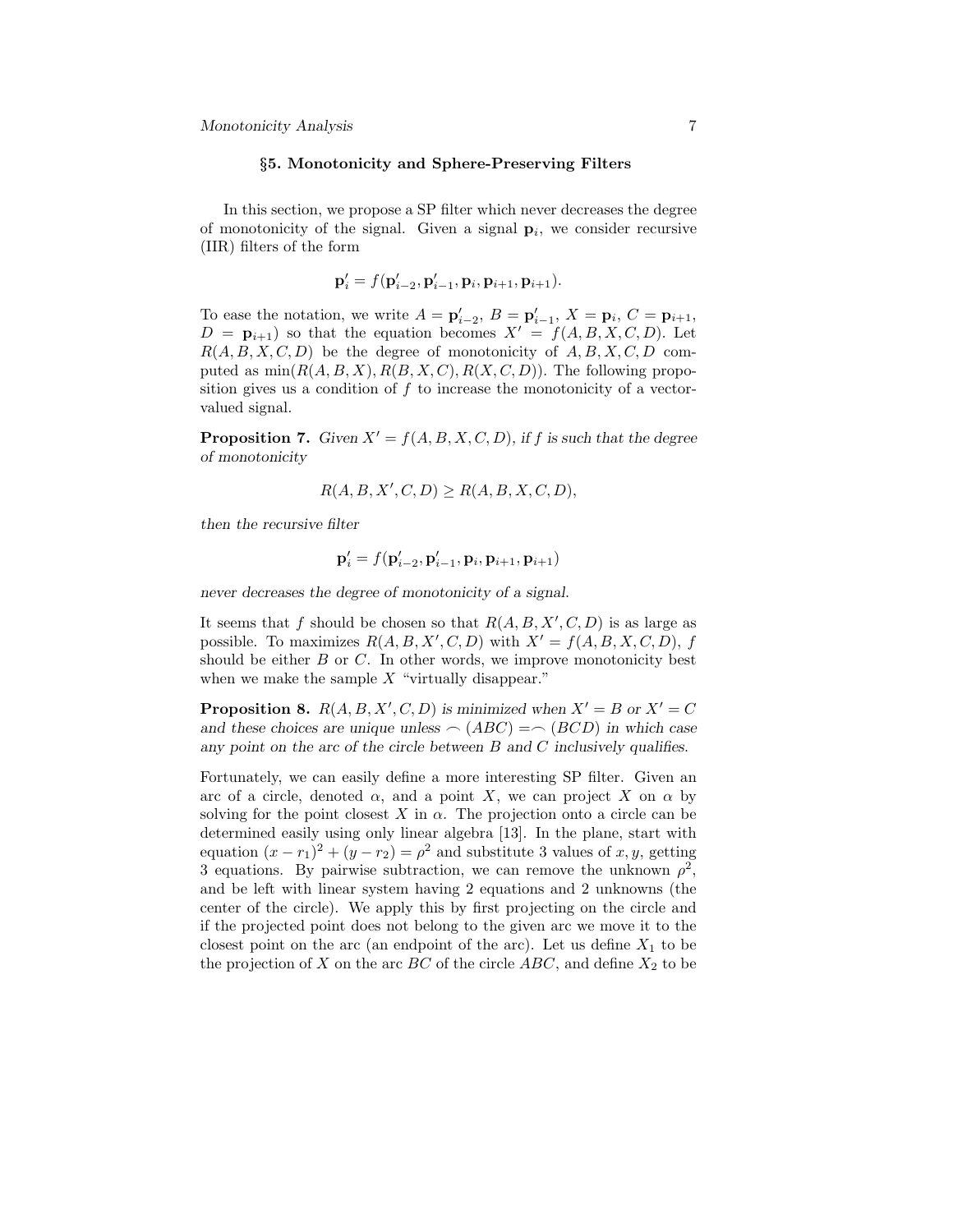### §5. Monotonicity and Sphere-Preserving Filters

In this section, we propose a SP filter which never decreases the degree of monotonicity of the signal. Given a signal $\mathbf{p}_i$, we consider recursive (IIR) filters of the form

$$\mathbf{p}'_i = f(\mathbf{p}'_{i-2}, \mathbf{p}'_{i-1}, \mathbf{p}_i, \mathbf{p}_{i+1}, \mathbf{p}_{i+1}).$$

To ease the notation, we write $A = \mathbf{p}'_{i-2}$, $B = \mathbf{p}'_{i-1}$, $X = \mathbf{p}_i$, $C = \mathbf{p}_{i+1}$, $D = \mathbf{p}_{i+1}$) so that the equation becomes $X' = f(A, B, X, C, D)$. Let $R(A, B, X, C, D)$ be the degree of monotonicity of $A, B, X, C, D$ computed as $\min(R(A, B, X), R(B, X, C), R(X, C, D))$. The following proposition gives us a condition of $f$ to increase the monotonicity of a vector-valued signal.

**Proposition 7.** *Given $X' = f(A, B, X, C, D)$, if $f$ is such that the degree of monotonicity*

$$R(A, B, X', C, D) \geq R(A, B, X, C, D),$$

*then the recursive filter*

$$\mathbf{p}'_i = f(\mathbf{p}'_{i-2}, \mathbf{p}'_{i-1}, \mathbf{p}_i, \mathbf{p}_{i+1}, \mathbf{p}_{i+1})$$

*never decreases the degree of monotonicity of a signal.*

It seems that $f$ should be chosen so that $R(A, B, X', C, D)$ is as large as possible. To maximizes $R(A, B, X', C, D)$ with $X' = f(A, B, X, C, D)$, $f$ should be either $B$ or $C$. In other words, we improve monotonicity best when we make the sample $X$ "virtually disappear."

**Proposition 8.** *$R(A, B, X', C, D)$ is minimized when $X' = B$ or $X' = C$ and these choices are unique unless $\frown (ABC) = \frown (BCD)$ in which case any point on the arc of the circle between $B$ and $C$ inclusively qualifies.*

Fortunately, we can easily define a more interesting SP filter. Given an arc of a circle, denoted $\alpha$, and a point $X$, we can project $X$ on $\alpha$ by solving for the point closest $X$ in $\alpha$. The projection onto a circle can be determined easily using only linear algebra [13]. In the plane, start with equation $(x - r_1)^2 + (y - r_2) = \rho^2$ and substitute 3 values of $x, y$, getting 3 equations. By pairwise subtraction, we can remove the unknown $\rho^2$, and be left with linear system having 2 equations and 2 unknowns (the center of the circle). We apply this by first projecting on the circle and if the projected point does not belong to the given arc we move it to the closest point on the arc (an endpoint of the arc). Let us define $X_1$ to be the projection of $X$ on the arc $BC$ of the circle $ABC$, and define $X_2$ to be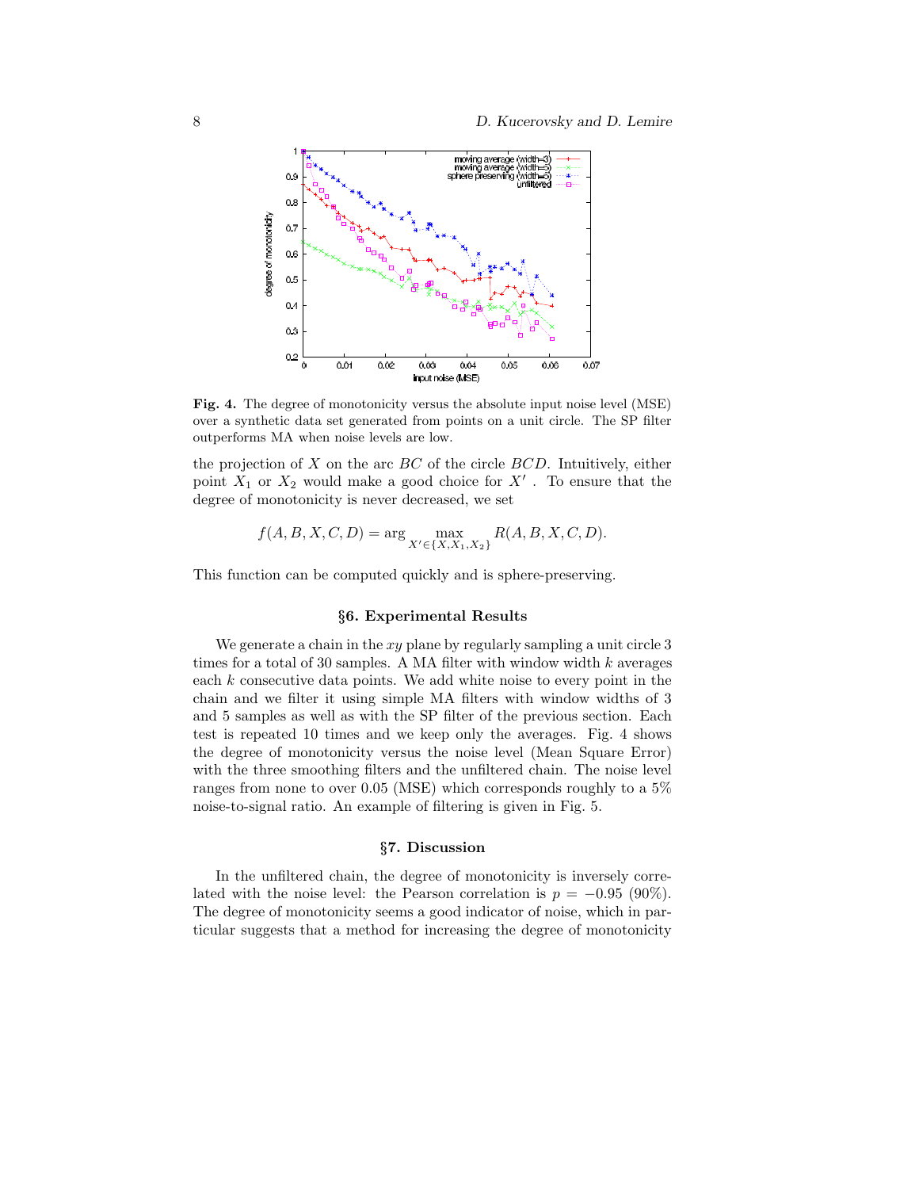**Fig. 4.** The degree of monotonicity versus the absolute input noise level (MSE) over a synthetic data set generated from points on a unit circle. The SP filter outperforms MA when noise levels are low.

the projection of $X$ on the arc $BC$ of the circle $BCD$. Intuitively, either point $X_1$ or $X_2$ would make a good choice for $X'$ . To ensure that the degree of monotonicity is never decreased, we set

$$f(A,B,X,C,D) = \arg \max_{X' \in \{X, X_1, X_2\}} R(A,B,X,C,D).$$

This function can be computed quickly and is sphere-preserving.

## §6. Experimental Results

We generate a chain in the $xy$ plane by regularly sampling a unit circle 3 times for a total of 30 samples. A MA filter with window width $k$ averages each $k$ consecutive data points. We add white noise to every point in the chain and we filter it using simple MA filters with window widths of 3 and 5 samples as well as with the SP filter of the previous section. Each test is repeated 10 times and we keep only the averages. Fig. 4 shows the degree of monotonicity versus the noise level (Mean Square Error) with the three smoothing filters and the unfiltered chain. The noise level ranges from none to over 0.05 (MSE) which corresponds roughly to a 5% noise-to-signal ratio. An example of filtering is given in Fig. 5.

## §7. Discussion

In the unfiltered chain, the degree of monotonicity is inversely correlated with the noise level: the Pearson correlation is $p = -0.95$ (90%). The degree of monotonicity seems a good indicator of noise, which in particular suggests that a method for increasing the degree of monotonicity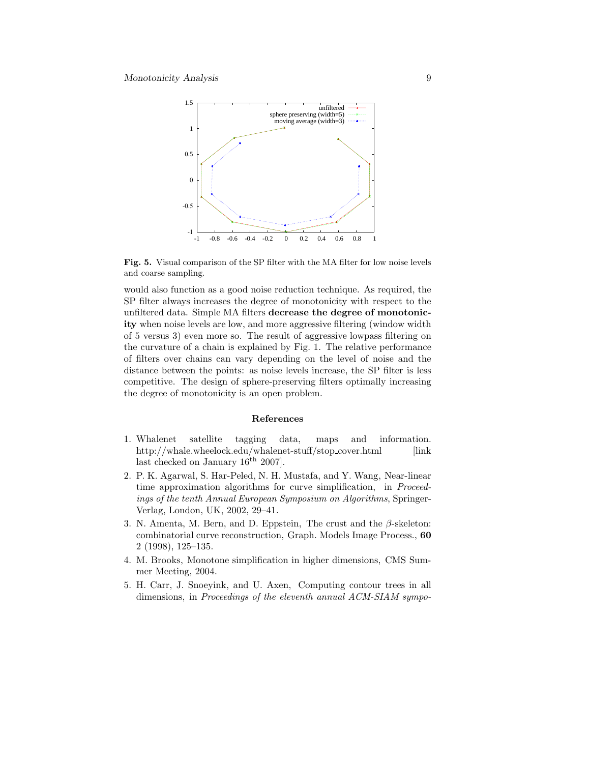**Fig. 5.** Visual comparison of the SP filter with the MA filter for low noise levels and coarse sampling.

would also function as a good noise reduction technique. As required, the SP filter always increases the degree of monotonicity with respect to the unfiltered data. Simple MA filters **decrease the degree of monotonicity** when noise levels are low, and more aggressive filtering (window width of 5 versus 3) even more so. The result of aggressive lowpass filtering on the curvature of a chain is explained by Fig. 1. The relative performance of filters over chains can vary depending on the level of noise and the distance between the points: as noise levels increase, the SP filter is less competitive. The design of sphere-preserving filters optimally increasing the degree of monotonicity is an open problem.

## References

1. Whalenet satellite tagging data, maps and information. http://whale.wheelock.edu/whalenet-stuff/stop_cover.html [link last checked on January 16th 2007].
2. P. K. Agarwal, S. Har-Peled, N. H. Mustafa, and Y. Wang, Near-linear time approximation algorithms for curve simplification, in *Proceedings of the tenth Annual European Symposium on Algorithms*, Springer-Verlag, London, UK, 2002, 29–41.
3. N. Amenta, M. Bern, and D. Eppstein, The crust and the $\beta$-skeleton: combinatorial curve reconstruction, Graph. Models Image Process., **60** 2 (1998), 125–135.
4. M. Brooks, Monotone simplification in higher dimensions, CMS Summer Meeting, 2004.
5. H. Carr, J. Snoeyink, and U. Axen, Computing contour trees in all dimensions, in *Proceedings of the eleventh annual ACM-SIAM sympo-*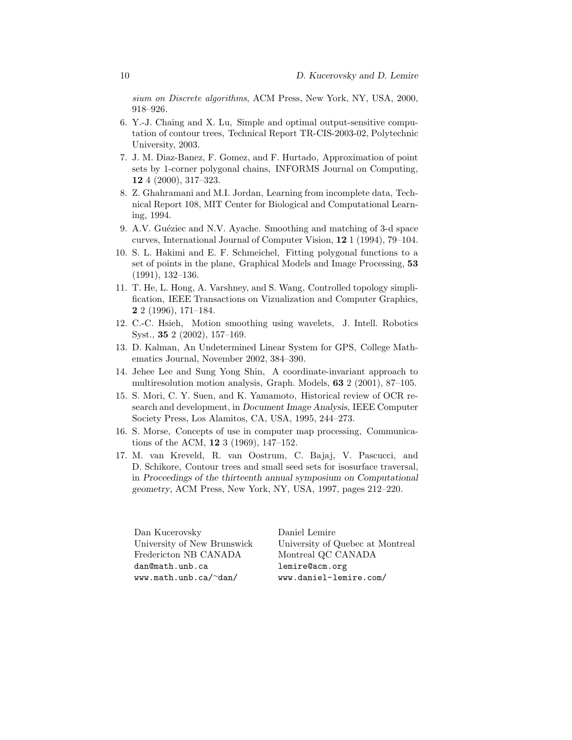*sium on Discrete algorithms*, ACM Press, New York, NY, USA, 2000, 918–926.

6. Y.-J. Chaing and X. Lu, Simple and optimal output-sensitive computation of contour trees, Technical Report TR-CIS-2003-02, Polytechnic University, 2003.
7. J. M. Diaz-Banez, F. Gomez, and F. Hurtado, Approximation of point sets by 1-corner polygonal chains, INFORMS Journal on Computing, **12** 4 (2000), 317–323.
8. Z. Ghahramani and M.I. Jordan, Learning from incomplete data, Technical Report 108, MIT Center for Biological and Computational Learning, 1994.
9. A.V. Guéziec and N.V. Ayache. Smoothing and matching of 3-d space curves, International Journal of Computer Vision, **12** 1 (1994), 79–104.
10. S. L. Hakimi and E. F. Schmeichel, Fitting polygonal functions to a set of points in the plane, Graphical Models and Image Processing, **53** (1991), 132–136.
11. T. He, L. Hong, A. Varshney, and S. Wang, Controlled topology simplification, IEEE Transactions on Vizualization and Computer Graphics, **2** 2 (1996), 171–184.
12. C.-C. Hsieh, Motion smoothing using wavelets, J. Intell. Robotics Syst., **35** 2 (2002), 157–169.
13. D. Kalman, An Undetermined Linear System for GPS, College Mathematics Journal, November 2002, 384–390.
14. Jehee Lee and Sung Yong Shin, A coordinate-invariant approach to multiresolution motion analysis, Graph. Models, **63** 2 (2001), 87–105.
15. S. Mori, C. Y. Suen, and K. Yamamoto, Historical review of OCR research and development, in *Document Image Analysis*, IEEE Computer Society Press, Los Alamitos, CA, USA, 1995, 244–273.
16. S. Morse, Concepts of use in computer map processing, Communications of the ACM, **12** 3 (1969), 147–152.
17. M. van Kreveld, R. van Oostrum, C. Bajaj, V. Pascucci, and D. Schikore, Contour trees and small seed sets for isosurface traversal, in *Proceedings of the thirteenth annual symposium on Computational geometry*, ACM Press, New York, NY, USA, 1997, pages 212–220.

Dan Kucerovsky
University of New Brunswick
Fredericton NB CANADA
`dan@math.unb.ca`
`www.math.unb.ca/~dan/`

Daniel Lemire
University of Quebec at Montreal
Montreal QC CANADA
`lemire@acm.org`
`www.daniel-lemire.com/`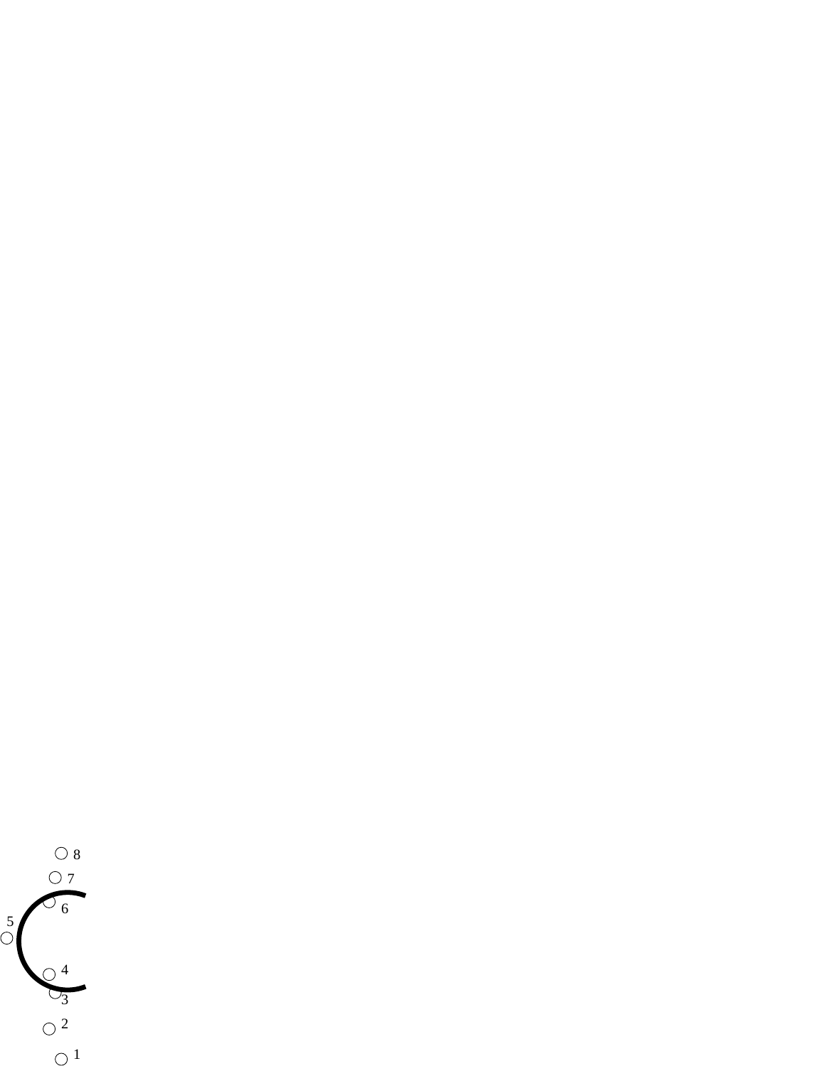8

7

6

5

4

3

2

1